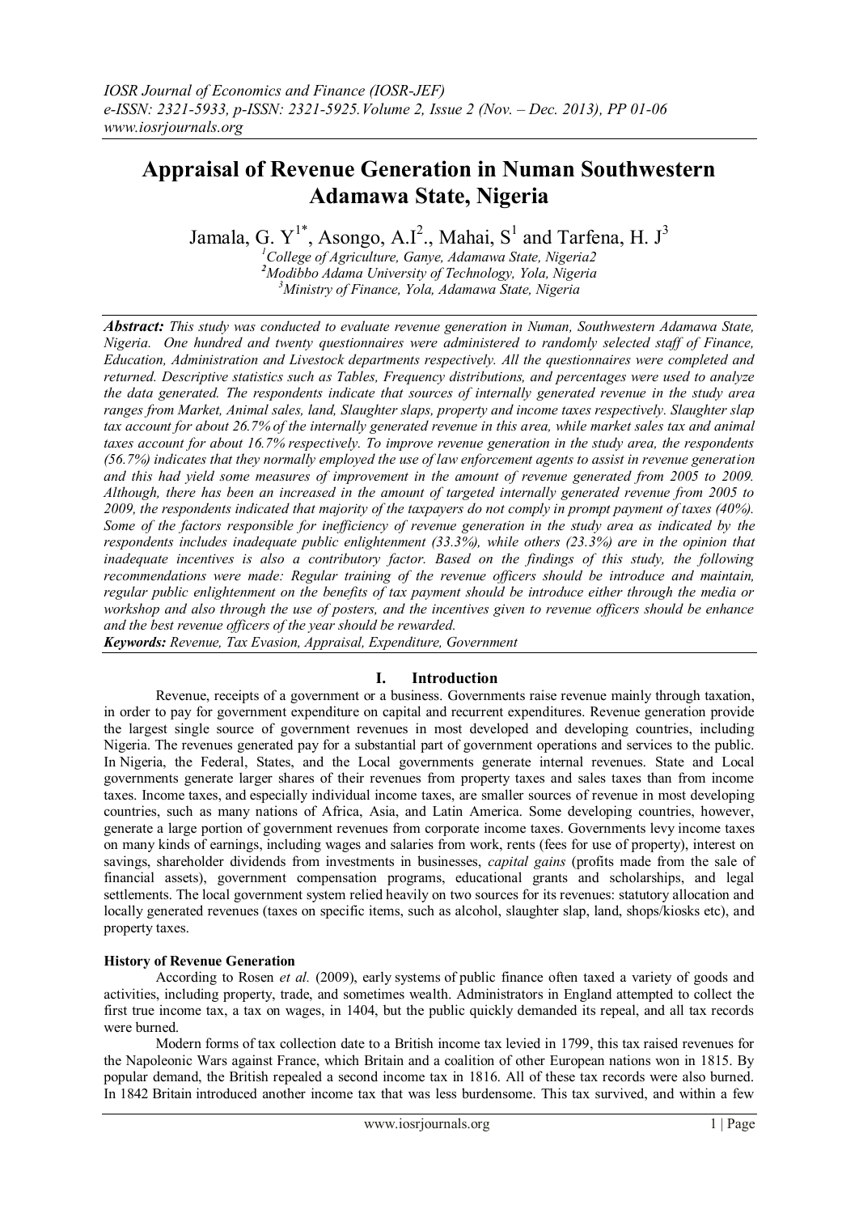# Appraisal of Revenue Generation in Numan Southwestern Adamawa State, Nigeria

Jamala, G. Y[1*], Asongo, A.I[2]., Mahai, S[1] and Tarfena, H. J[3]

[1]College of Agriculture, Ganye, Adamawa State, Nigeria2
[2]Modibbo Adama University of Technology, Yola, Nigeria
[3]Ministry of Finance, Yola, Adamawa State, Nigeria

***Abstract:*** *This study was conducted to evaluate revenue generation in Numan, Southwestern Adamawa State, Nigeria. One hundred and twenty questionnaires were administered to randomly selected staff of Finance, Education, Administration and Livestock departments respectively. All the questionnaires were completed and returned. Descriptive statistics such as Tables, Frequency distributions, and percentages were used to analyze the data generated. The respondents indicate that sources of internally generated revenue in the study area ranges from Market, Animal sales, land, Slaughter slaps, property and income taxes respectively. Slaughter slap tax account for about 26.7% of the internally generated revenue in this area, while market sales tax and animal taxes account for about 16.7% respectively. To improve revenue generation in the study area, the respondents (56.7%) indicates that they normally employed the use of law enforcement agents to assist in revenue generation and this had yield some measures of improvement in the amount of revenue generated from 2005 to 2009. Although, there has been an increased in the amount of targeted internally generated revenue from 2005 to 2009, the respondents indicated that majority of the taxpayers do not comply in prompt payment of taxes (40%). Some of the factors responsible for inefficiency of revenue generation in the study area as indicated by the respondents includes inadequate public enlightenment (33.3%), while others (23.3%) are in the opinion that inadequate incentives is also a contributory factor. Based on the findings of this study, the following recommendations were made: Regular training of the revenue officers should be introduce and maintain, regular public enlightenment on the benefits of tax payment should be introduce either through the media or workshop and also through the use of posters, and the incentives given to revenue officers should be enhance and the best revenue officers of the year should be rewarded.*

***Keywords:*** *Revenue, Tax Evasion, Appraisal, Expenditure, Government*

## I. Introduction

Revenue, receipts of a government or a business. Governments raise revenue mainly through taxation, in order to pay for government expenditure on capital and recurrent expenditures. Revenue generation provide the largest single source of government revenues in most developed and developing countries, including Nigeria. The revenues generated pay for a substantial part of government operations and services to the public. In Nigeria, the Federal, States, and the Local governments generate internal revenues. State and Local governments generate larger shares of their revenues from property taxes and sales taxes than from income taxes. Income taxes, and especially individual income taxes, are smaller sources of revenue in most developing countries, such as many nations of Africa, Asia, and Latin America. Some developing countries, however, generate a large portion of government revenues from corporate income taxes. Governments levy income taxes on many kinds of earnings, including wages and salaries from work, rents (fees for use of property), interest on savings, shareholder dividends from investments in businesses, *capital gains* (profits made from the sale of financial assets), government compensation programs, educational grants and scholarships, and legal settlements. The local government system relied heavily on two sources for its revenues: statutory allocation and locally generated revenues (taxes on specific items, such as alcohol, slaughter slap, land, shops/kiosks etc), and property taxes.

### History of Revenue Generation

According to Rosen *et al.* (2009), early systems of public finance often taxed a variety of goods and activities, including property, trade, and sometimes wealth. Administrators in England attempted to collect the first true income tax, a tax on wages, in 1404, but the public quickly demanded its repeal, and all tax records were burned.

Modern forms of tax collection date to a British income tax levied in 1799, this tax raised revenues for the Napoleonic Wars against France, which Britain and a coalition of other European nations won in 1815. By popular demand, the British repealed a second income tax in 1816. All of these tax records were also burned. In 1842 Britain introduced another income tax that was less burdensome. This tax survived, and within a few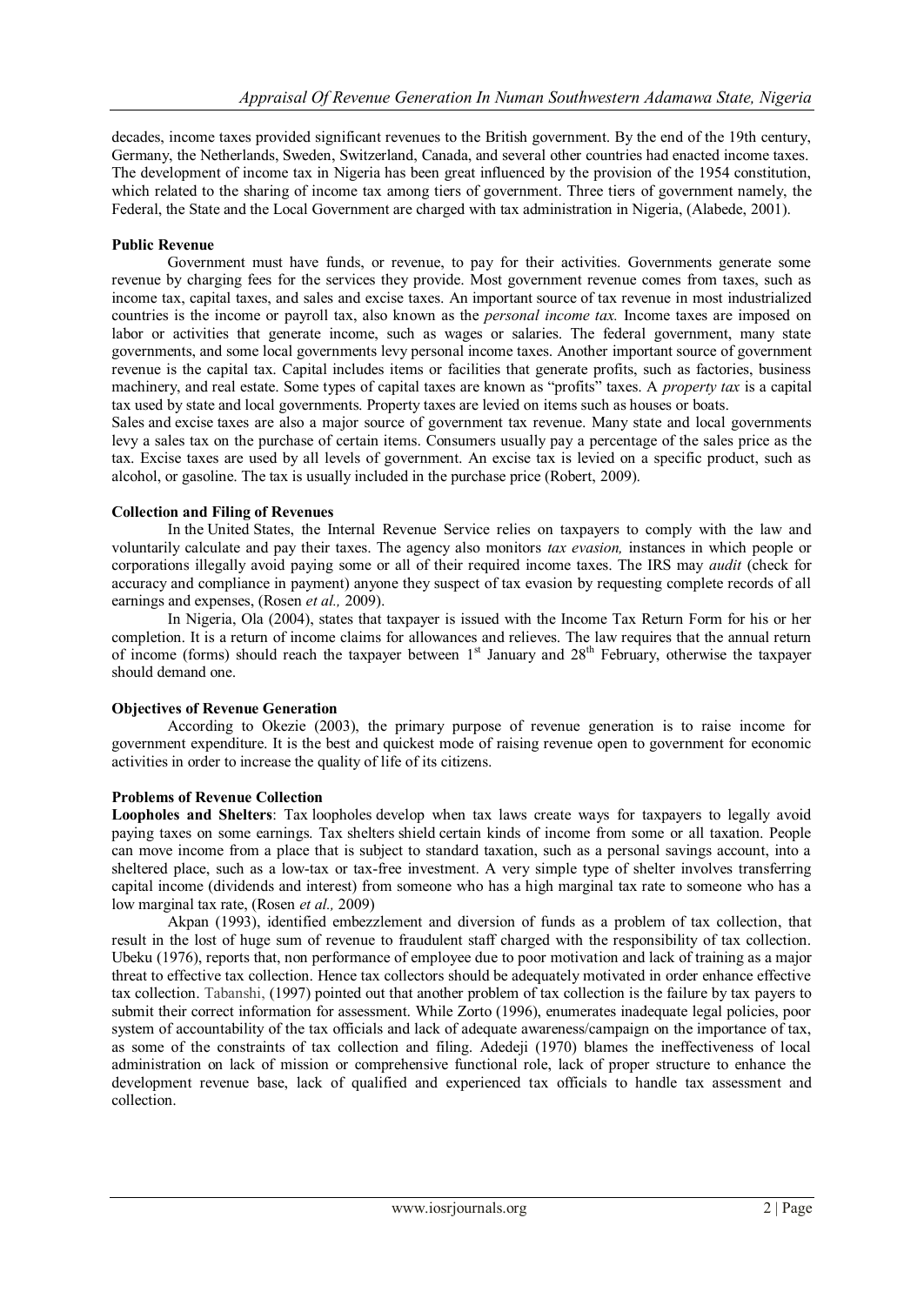decades, income taxes provided significant revenues to the British government. By the end of the 19th century, Germany, the Netherlands, Sweden, Switzerland, Canada, and several other countries had enacted income taxes. The development of income tax in Nigeria has been great influenced by the provision of the 1954 constitution, which related to the sharing of income tax among tiers of government. Three tiers of government namely, the Federal, the State and the Local Government are charged with tax administration in Nigeria, (Alabede, 2001).

**Public Revenue**

Government must have funds, or revenue, to pay for their activities. Governments generate some revenue by charging fees for the services they provide. Most government revenue comes from taxes, such as income tax, capital taxes, and sales and excise taxes. An important source of tax revenue in most industrialized countries is the income or payroll tax, also known as the *personal income tax.* Income taxes are imposed on labor or activities that generate income, such as wages or salaries. The federal government, many state governments, and some local governments levy personal income taxes. Another important source of government revenue is the capital tax. Capital includes items or facilities that generate profits, such as factories, business machinery, and real estate. Some types of capital taxes are known as "profits" taxes. A *property tax* is a capital tax used by state and local governments. Property taxes are levied on items such as houses or boats.

Sales and excise taxes are also a major source of government tax revenue. Many state and local governments levy a sales tax on the purchase of certain items. Consumers usually pay a percentage of the sales price as the tax. Excise taxes are used by all levels of government. An excise tax is levied on a specific product, such as alcohol, or gasoline. The tax is usually included in the purchase price (Robert, 2009).

**Collection and Filing of Revenues**

In the United States, the Internal Revenue Service relies on taxpayers to comply with the law and voluntarily calculate and pay their taxes. The agency also monitors *tax evasion,* instances in which people or corporations illegally avoid paying some or all of their required income taxes. The IRS may *audit* (check for accuracy and compliance in payment) anyone they suspect of tax evasion by requesting complete records of all earnings and expenses, (Rosen *et al.,* 2009).

In Nigeria, Ola (2004), states that taxpayer is issued with the Income Tax Return Form for his or her completion. It is a return of income claims for allowances and relieves. The law requires that the annual return of income (forms) should reach the taxpayer between 1st January and 28th February, otherwise the taxpayer should demand one.

**Objectives of Revenue Generation**

According to Okezie (2003), the primary purpose of revenue generation is to raise income for government expenditure. It is the best and quickest mode of raising revenue open to government for economic activities in order to increase the quality of life of its citizens.

**Problems of Revenue Collection**

**Loopholes and Shelters**: Tax loopholes develop when tax laws create ways for taxpayers to legally avoid paying taxes on some earnings. Tax shelters shield certain kinds of income from some or all taxation. People can move income from a place that is subject to standard taxation, such as a personal savings account, into a sheltered place, such as a low-tax or tax-free investment. A very simple type of shelter involves transferring capital income (dividends and interest) from someone who has a high marginal tax rate to someone who has a low marginal tax rate, (Rosen *et al.,* 2009)

Akpan (1993), identified embezzlement and diversion of funds as a problem of tax collection, that result in the lost of huge sum of revenue to fraudulent staff charged with the responsibility of tax collection. Ubeku (1976), reports that, non performance of employee due to poor motivation and lack of training as a major threat to effective tax collection. Hence tax collectors should be adequately motivated in order enhance effective tax collection. Tabanshi, (1997) pointed out that another problem of tax collection is the failure by tax payers to submit their correct information for assessment. While Zorto (1996), enumerates inadequate legal policies, poor system of accountability of the tax officials and lack of adequate awareness/campaign on the importance of tax, as some of the constraints of tax collection and filing. Adedeji (1970) blames the ineffectiveness of local administration on lack of mission or comprehensive functional role, lack of proper structure to enhance the development revenue base, lack of qualified and experienced tax officials to handle tax assessment and collection.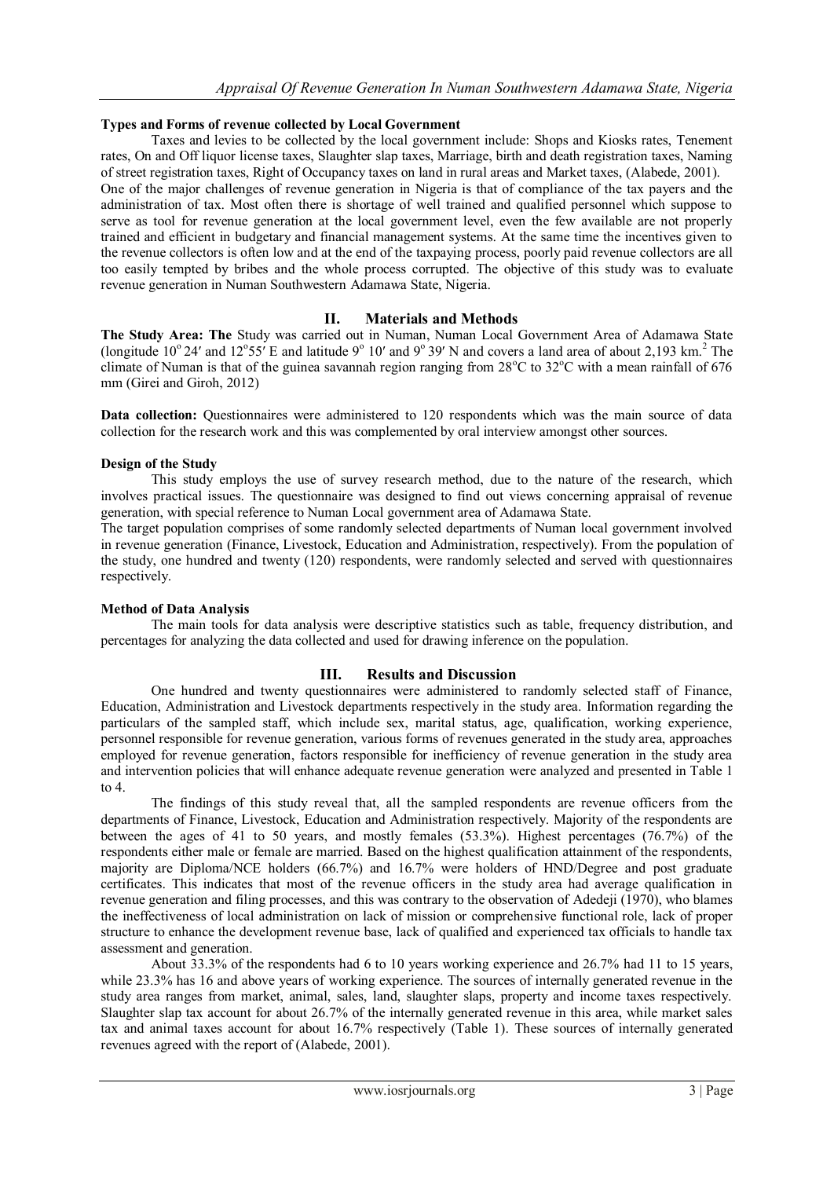**Types and Forms of revenue collected by Local Government**

Taxes and levies to be collected by the local government include: Shops and Kiosks rates, Tenement rates, On and Off liquor license taxes, Slaughter slap taxes, Marriage, birth and death registration taxes, Naming of street registration taxes, Right of Occupancy taxes on land in rural areas and Market taxes, (Alabede, 2001).

One of the major challenges of revenue generation in Nigeria is that of compliance of the tax payers and the administration of tax. Most often there is shortage of well trained and qualified personnel which suppose to serve as tool for revenue generation at the local government level, even the few available are not properly trained and efficient in budgetary and financial management systems. At the same time the incentives given to the revenue collectors is often low and at the end of the taxpaying process, poorly paid revenue collectors are all too easily tempted by bribes and the whole process corrupted. The objective of this study was to evaluate revenue generation in Numan Southwestern Adamawa State, Nigeria.

## II. Materials and Methods

**The Study Area: The** Study was carried out in Numan, Numan Local Government Area of Adamawa State (longitude $10^{o}$ 24′ and $12^{o}$55′ E and latitude $9^{o}$ 10′ and $9^{o}$ 39′ N and covers a land area of about 2,193 km.$^2$ The climate of Numan is that of the guinea savannah region ranging from $28^{o}$C to $32^{o}$C with a mean rainfall of 676 mm (Girei and Giroh, 2012)

**Data collection:** Questionnaires were administered to 120 respondents which was the main source of data collection for the research work and this was complemented by oral interview amongst other sources.

**Design of the Study**

This study employs the use of survey research method, due to the nature of the research, which involves practical issues. The questionnaire was designed to find out views concerning appraisal of revenue generation, with special reference to Numan Local government area of Adamawa State.

The target population comprises of some randomly selected departments of Numan local government involved in revenue generation (Finance, Livestock, Education and Administration, respectively). From the population of the study, one hundred and twenty (120) respondents, were randomly selected and served with questionnaires respectively.

**Method of Data Analysis**

The main tools for data analysis were descriptive statistics such as table, frequency distribution, and percentages for analyzing the data collected and used for drawing inference on the population.

## III. Results and Discussion

One hundred and twenty questionnaires were administered to randomly selected staff of Finance, Education, Administration and Livestock departments respectively in the study area. Information regarding the particulars of the sampled staff, which include sex, marital status, age, qualification, working experience, personnel responsible for revenue generation, various forms of revenues generated in the study area, approaches employed for revenue generation, factors responsible for inefficiency of revenue generation in the study area and intervention policies that will enhance adequate revenue generation were analyzed and presented in Table 1 to 4.

The findings of this study reveal that, all the sampled respondents are revenue officers from the departments of Finance, Livestock, Education and Administration respectively. Majority of the respondents are between the ages of 41 to 50 years, and mostly females (53.3%). Highest percentages (76.7%) of the respondents either male or female are married. Based on the highest qualification attainment of the respondents, majority are Diploma/NCE holders (66.7%) and 16.7% were holders of HND/Degree and post graduate certificates. This indicates that most of the revenue officers in the study area had average qualification in revenue generation and filing processes, and this was contrary to the observation of Adedeji (1970), who blames the ineffectiveness of local administration on lack of mission or comprehensive functional role, lack of proper structure to enhance the development revenue base, lack of qualified and experienced tax officials to handle tax assessment and generation.

About 33.3% of the respondents had 6 to 10 years working experience and 26.7% had 11 to 15 years, while 23.3% has 16 and above years of working experience. The sources of internally generated revenue in the study area ranges from market, animal, sales, land, slaughter slaps, property and income taxes respectively. Slaughter slap tax account for about 26.7% of the internally generated revenue in this area, while market sales tax and animal taxes account for about 16.7% respectively (Table 1). These sources of internally generated revenues agreed with the report of (Alabede, 2001).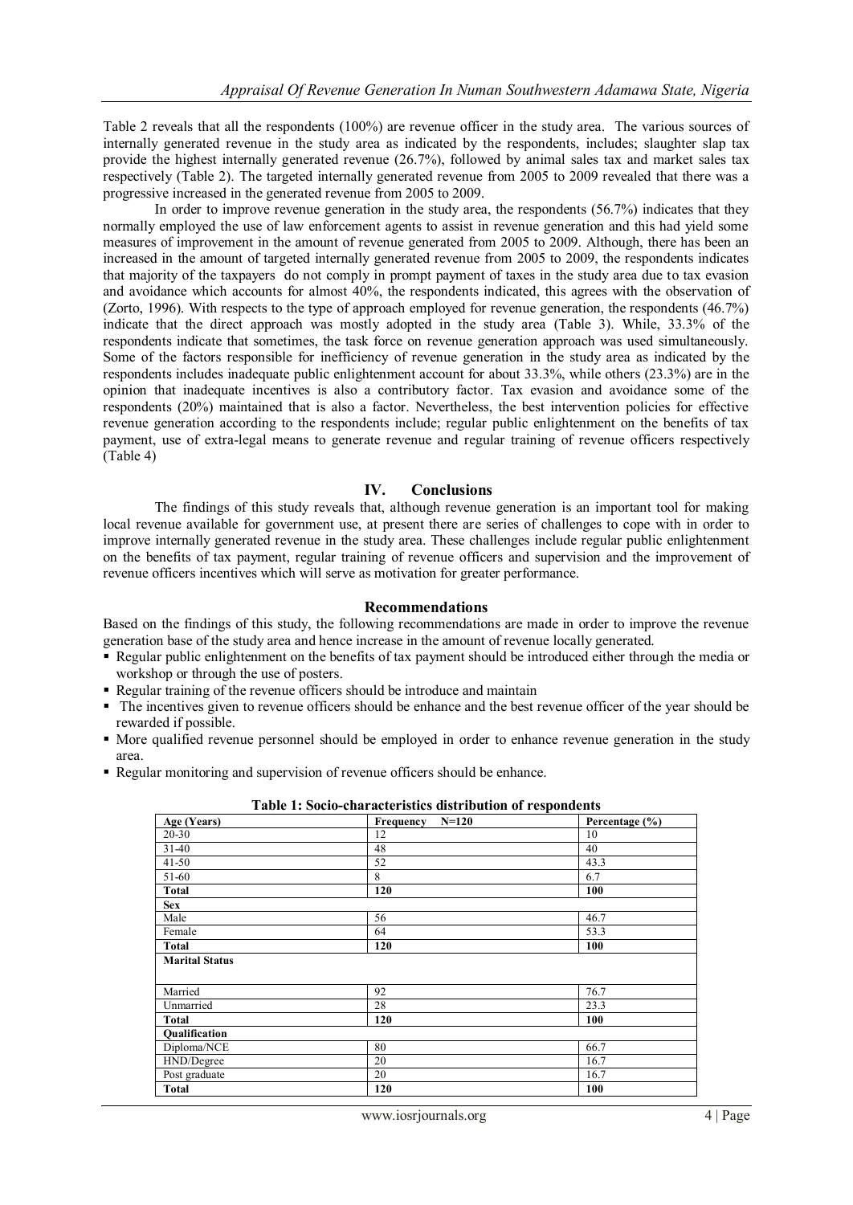Table 2 reveals that all the respondents (100%) are revenue officer in the study area. The various sources of internally generated revenue in the study area as indicated by the respondents, includes; slaughter slap tax provide the highest internally generated revenue (26.7%), followed by animal sales tax and market sales tax respectively (Table 2). The targeted internally generated revenue from 2005 to 2009 revealed that there was a progressive increased in the generated revenue from 2005 to 2009.

In order to improve revenue generation in the study area, the respondents (56.7%) indicates that they normally employed the use of law enforcement agents to assist in revenue generation and this had yield some measures of improvement in the amount of revenue generated from 2005 to 2009. Although, there has been an increased in the amount of targeted internally generated revenue from 2005 to 2009, the respondents indicates that majority of the taxpayers do not comply in prompt payment of taxes in the study area due to tax evasion and avoidance which accounts for almost 40%, the respondents indicated, this agrees with the observation of (Zorto, 1996). With respects to the type of approach employed for revenue generation, the respondents (46.7%) indicate that the direct approach was mostly adopted in the study area (Table 3). While, 33.3% of the respondents indicate that sometimes, the task force on revenue generation approach was used simultaneously. Some of the factors responsible for inefficiency of revenue generation in the study area as indicated by the respondents includes inadequate public enlightenment account for about 33.3%, while others (23.3%) are in the opinion that inadequate incentives is also a contributory factor. Tax evasion and avoidance some of the respondents (20%) maintained that is also a factor. Nevertheless, the best intervention policies for effective revenue generation according to the respondents include; regular public enlightenment on the benefits of tax payment, use of extra-legal means to generate revenue and regular training of revenue officers respectively (Table 4)

## IV. Conclusions

The findings of this study reveals that, although revenue generation is an important tool for making local revenue available for government use, at present there are series of challenges to cope with in order to improve internally generated revenue in the study area. These challenges include regular public enlightenment on the benefits of tax payment, regular training of revenue officers and supervision and the improvement of revenue officers incentives which will serve as motivation for greater performance.

### Recommendations

Based on the findings of this study, the following recommendations are made in order to improve the revenue generation base of the study area and hence increase in the amount of revenue locally generated.

- Regular public enlightenment on the benefits of tax payment should be introduced either through the media or workshop or through the use of posters.
- Regular training of the revenue officers should be introduce and maintain
- The incentives given to revenue officers should be enhance and the best revenue officer of the year should be rewarded if possible.
- More qualified revenue personnel should be employed in order to enhance revenue generation in the study area.
- Regular monitoring and supervision of revenue officers should be enhance.

**Table 1: Socio-characteristics distribution of respondents**

| Age (Years) | Frequency N=120 | Percentage (%) |
|---|---|---|
| 20-30 | 12 | 10 |
| 31-40 | 48 | 40 |
| 41-50 | 52 | 43.3 |
| 51-60 | 8 | 6.7 |
| **Total** | **120** | **100** |
| **Sex** | | |
| Male | 56 | 46.7 |
| Female | 64 | 53.3 |
| **Total** | **120** | **100** |
| **Marital Status** | | |
| Married | 92 | 76.7 |
| Unmarried | 28 | 23.3 |
| **Total** | **120** | **100** |
| **Qualification** | | |
| Diploma/NCE | 80 | 66.7 |
| HND/Degree | 20 | 16.7 |
| Post graduate | 20 | 16.7 |
| **Total** | **120** | **100** |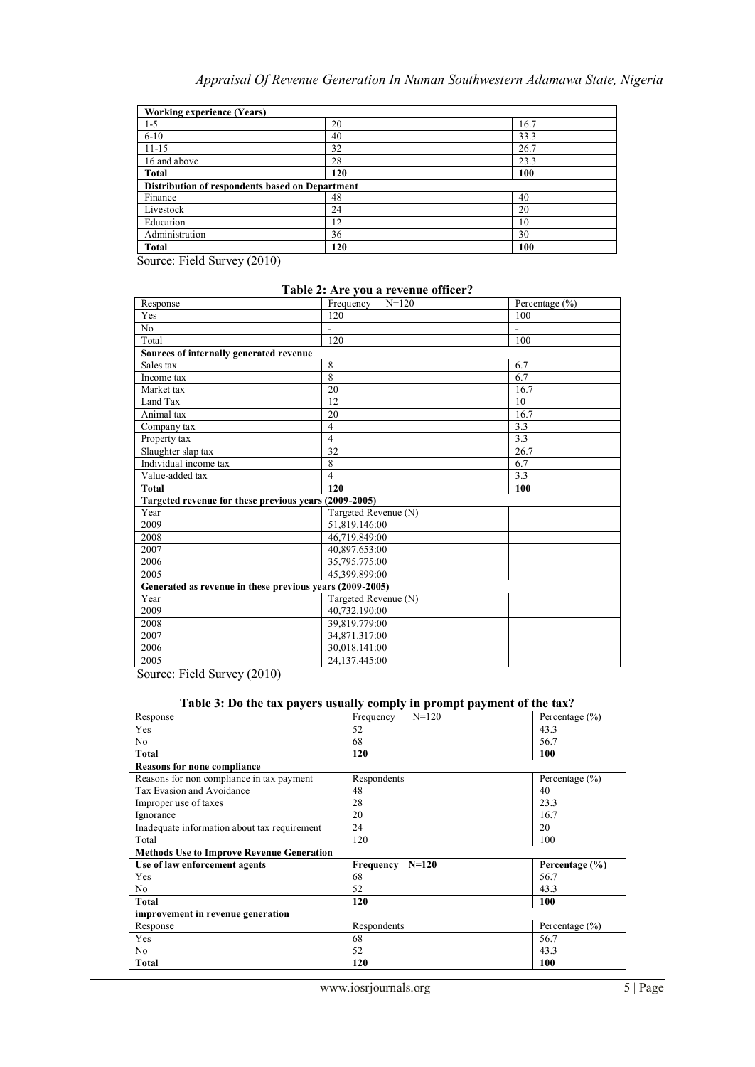| Working experience (Years) | | |
|---|---|---|
| 1-5 | 20 | 16.7 |
| 6-10 | 40 | 33.3 |
| 11-15 | 32 | 26.7 |
| 16 and above | 28 | 23.3 |
| **Total** | **120** | **100** |
| **Distribution of respondents based on Department** | | |
| Finance | 48 | 40 |
| Livestock | 24 | 20 |
| Education | 12 | 10 |
| Administration | 36 | 30 |
| **Total** | **120** | **100** |

Source: Field Survey (2010)

**Table 2: Are you a revenue officer?**

| Response | Frequency N=120 | Percentage (%) |
|---|---|---|
| Yes | 120 | 100 |
| No | - | - |
| Total | 120 | 100 |
| **Sources of internally generated revenue** | | |
| Sales tax | 8 | 6.7 |
| Income tax | 8 | 6.7 |
| Market tax | 20 | 16.7 |
| Land Tax | 12 | 10 |
| Animal tax | 20 | 16.7 |
| Company tax | 4 | 3.3 |
| Property tax | 4 | 3.3 |
| Slaughter slap tax | 32 | 26.7 |
| Individual income tax | 8 | 6.7 |
| Value-added tax | 4 | 3.3 |
| **Total** | **120** | **100** |
| **Targeted revenue for these previous years (2009-2005)** | | |
| Year | Targeted Revenue (N) | |
| 2009 | 51,819.146:00 | |
| 2008 | 46,719.849:00 | |
| 2007 | 40,897.653:00 | |
| 2006 | 35,795.775:00 | |
| 2005 | 45,399.899:00 | |
| **Generated as revenue in these previous years (2009-2005)** | | |
| Year | Targeted Revenue (N) | |
| 2009 | 40,732.190:00 | |
| 2008 | 39,819.779:00 | |
| 2007 | 34,871.317:00 | |
| 2006 | 30,018.141:00 | |
| 2005 | 24,137.445:00 | |

Source: Field Survey (2010)

**Table 3: Do the tax payers usually comply in prompt payment of the tax?**

| Response | Frequency N=120 | Percentage (%) |
|---|---|---|
| Yes | 52 | 43.3 |
| No | 68 | 56.7 |
| **Total** | **120** | **100** |
| **Reasons for none compliance** | | |
| Reasons for non compliance in tax payment | Respondents | Percentage (%) |
| Tax Evasion and Avoidance | 48 | 40 |
| Improper use of taxes | 28 | 23.3 |
| Ignorance | 20 | 16.7 |
| Inadequate information about tax requirement | 24 | 20 |
| Total | 120 | 100 |
| **Methods Use to Improve Revenue Generation** | | |
| **Use of law enforcement agents** | **Frequency N=120** | **Percentage (%)** |
| Yes | 68 | 56.7 |
| No | 52 | 43.3 |
| **Total** | **120** | **100** |
| **improvement in revenue generation** | | |
| Response | Respondents | Percentage (%) |
| Yes | 68 | 56.7 |
| No | 52 | 43.3 |
| **Total** | **120** | **100** |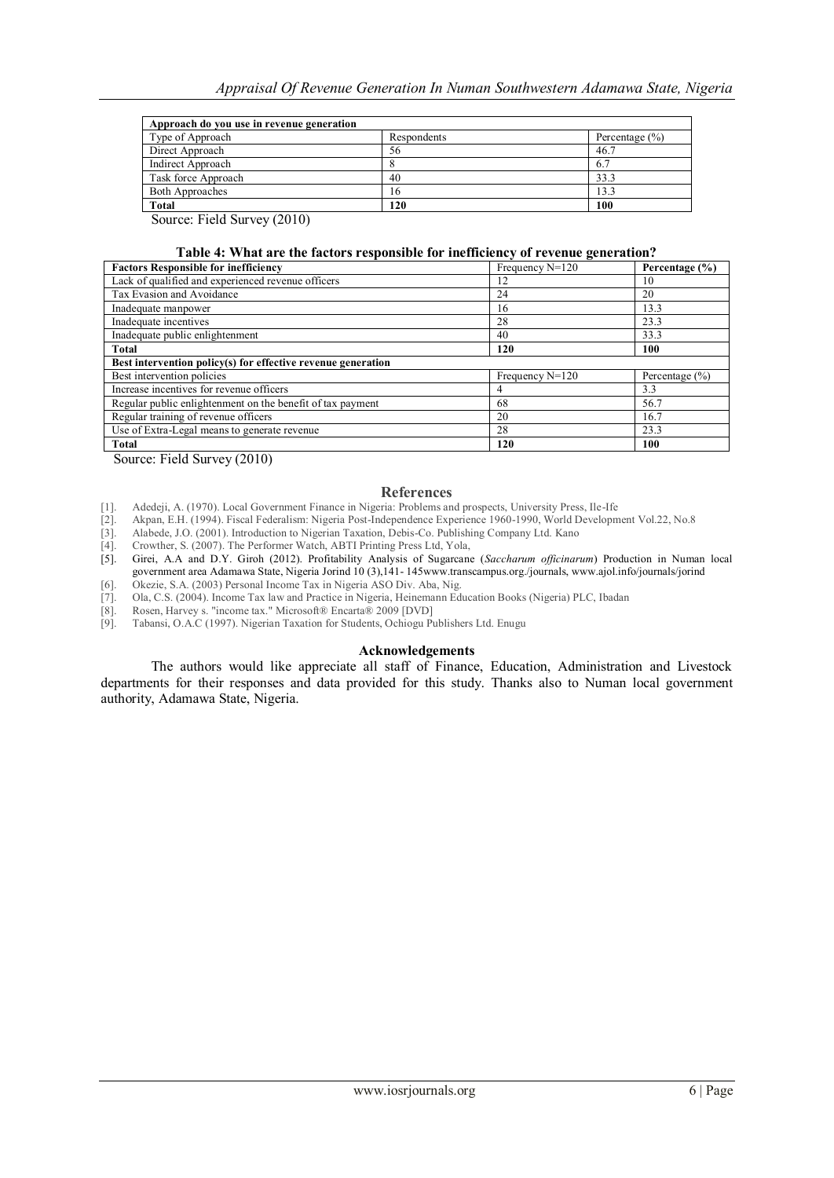| Approach do you use in revenue generation | | |
|---|---|---|
| Type of Approach | Respondents | Percentage (%) |
| Direct Approach | 56 | 46.7 |
| Indirect Approach | 8 | 6.7 |
| Task force Approach | 40 | 33.3 |
| Both Approaches | 16 | 13.3 |
| **Total** | **120** | **100** |

Source: Field Survey (2010)

**Table 4: What are the factors responsible for inefficiency of revenue generation?**

| **Factors Responsible for inefficiency** | Frequency N=120 | **Percentage (%)** |
|---|---|---|
| Lack of qualified and experienced revenue officers | 12 | 10 |
| Tax Evasion and Avoidance | 24 | 20 |
| Inadequate manpower | 16 | 13.3 |
| Inadequate incentives | 28 | 23.3 |
| Inadequate public enlightenment | 40 | 33.3 |
| **Total** | **120** | **100** |
| **Best intervention policy(s) for effective revenue generation** | | |
| Best intervention policies | Frequency N=120 | Percentage (%) |
| Increase incentives for revenue officers | 4 | 3.3 |
| Regular public enlightenment on the benefit of tax payment | 68 | 56.7 |
| Regular training of revenue officers | 20 | 16.7 |
| Use of Extra-Legal means to generate revenue | 28 | 23.3 |
| **Total** | **120** | **100** |

Source: Field Survey (2010)

## References

[1]. Adedeji, A. (1970). Local Government Finance in Nigeria: Problems and prospects, University Press, Ile-Ife

[2]. Akpan, E.H. (1994). Fiscal Federalism: Nigeria Post-Independence Experience 1960-1990, World Development Vol.22, No.8

[3]. Alabede, J.O. (2001). Introduction to Nigerian Taxation, Debis-Co. Publishing Company Ltd. Kano

[4]. Crowther, S. (2007). The Performer Watch, ABTI Printing Press Ltd, Yola,

[5]. Girei, A.A and D.Y. Giroh (2012). Profitability Analysis of Sugarcane (*Saccharum officinarum*) Production in Numan local government area Adamawa State, Nigeria Jorind 10 (3),141- 145www.transcampus.org./journals, www.ajol.info/journals/jorind

[6]. Okezie, S.A. (2003) Personal Income Tax in Nigeria ASO Div. Aba, Nig.

[7]. Ola, C.S. (2004). Income Tax law and Practice in Nigeria, Heinemann Education Books (Nigeria) PLC, Ibadan

[8]. Rosen, Harvey s. "income tax." Microsoft® Encarta® 2009 [DVD]

[9]. Tabansi, O.A.C (1997). Nigerian Taxation for Students, Ochiogu Publishers Ltd. Enugu

## Acknowledgements

The authors would like appreciate all staff of Finance, Education, Administration and Livestock departments for their responses and data provided for this study. Thanks also to Numan local government authority, Adamawa State, Nigeria.